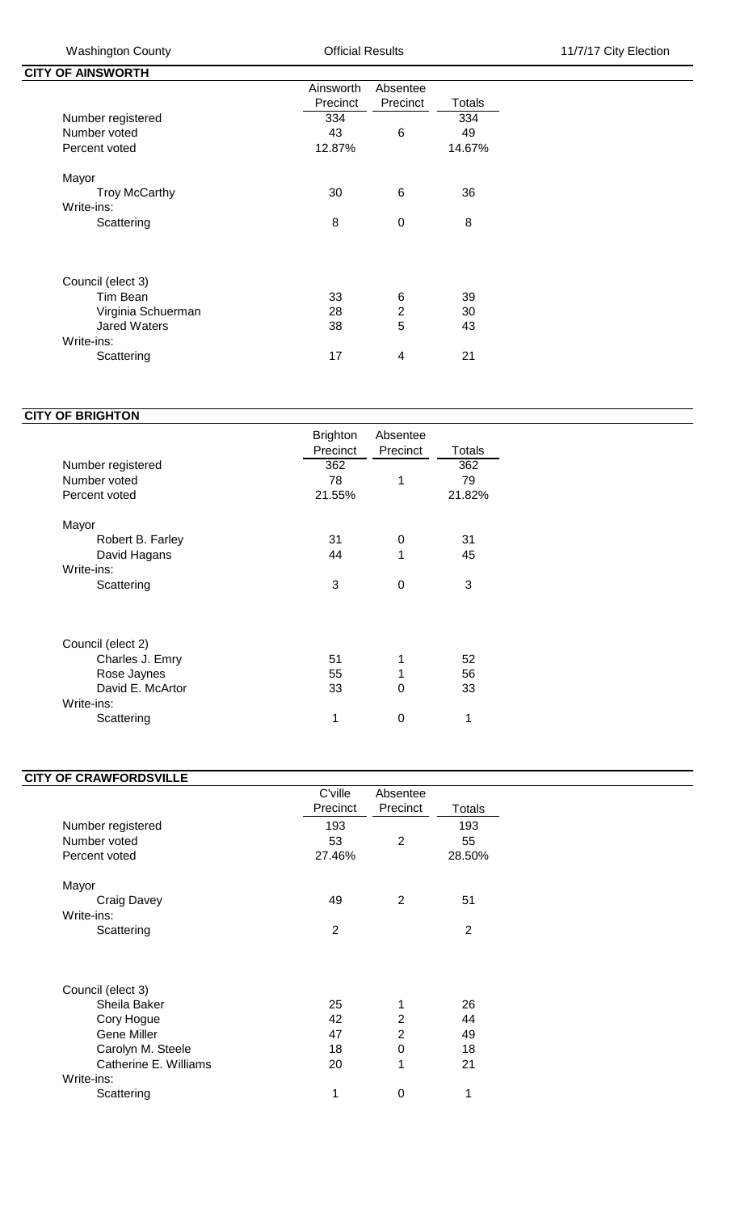## CITY OF AINSWORTH

| | Ainsworth Precinct | Absentee Precinct | Totals |
|---|---|---|---|
| Number registered | 334 | | 334 |
| Number voted | 43 | 6 | 49 |
| Percent voted | 12.87% | | 14.67% |
| **Mayor** | | | |
| Troy McCarthy | 30 | 6 | 36 |
| Write-ins: | | | |
| Scattering | 8 | 0 | 8 |
| **Council (elect 3)** | | | |
| Tim Bean | 33 | 6 | 39 |
| Virginia Schuerman | 28 | 2 | 30 |
| Jared Waters | 38 | 5 | 43 |
| Write-ins: | | | |
| Scattering | 17 | 4 | 21 |

## CITY OF BRIGHTON

| | Brighton Precinct | Absentee Precinct | Totals |
|---|---|---|---|
| Number registered | 362 | | 362 |
| Number voted | 78 | 1 | 79 |
| Percent voted | 21.55% | | 21.82% |
| **Mayor** | | | |
| Robert B. Farley | 31 | 0 | 31 |
| David Hagans | 44 | 1 | 45 |
| Write-ins: | | | |
| Scattering | 3 | 0 | 3 |
| **Council (elect 2)** | | | |
| Charles J. Emry | 51 | 1 | 52 |
| Rose Jaynes | 55 | 1 | 56 |
| David E. McArtor | 33 | 0 | 33 |
| Write-ins: | | | |
| Scattering | 1 | 0 | 1 |

## CITY OF CRAWFORDSVILLE

| | C'ville Precinct | Absentee Precinct | Totals |
|---|---|---|---|
| Number registered | 193 | | 193 |
| Number voted | 53 | 2 | 55 |
| Percent voted | 27.46% | | 28.50% |
| **Mayor** | | | |
| Craig Davey | 49 | 2 | 51 |
| Write-ins: | | | |
| Scattering | 2 | | 2 |
| **Council (elect 3)** | | | |
| Sheila Baker | 25 | 1 | 26 |
| Cory Hogue | 42 | 2 | 44 |
| Gene Miller | 47 | 2 | 49 |
| Carolyn M. Steele | 18 | 0 | 18 |
| Catherine E. Williams | 20 | 1 | 21 |
| Write-ins: | | | |
| Scattering | 1 | 0 | 1 |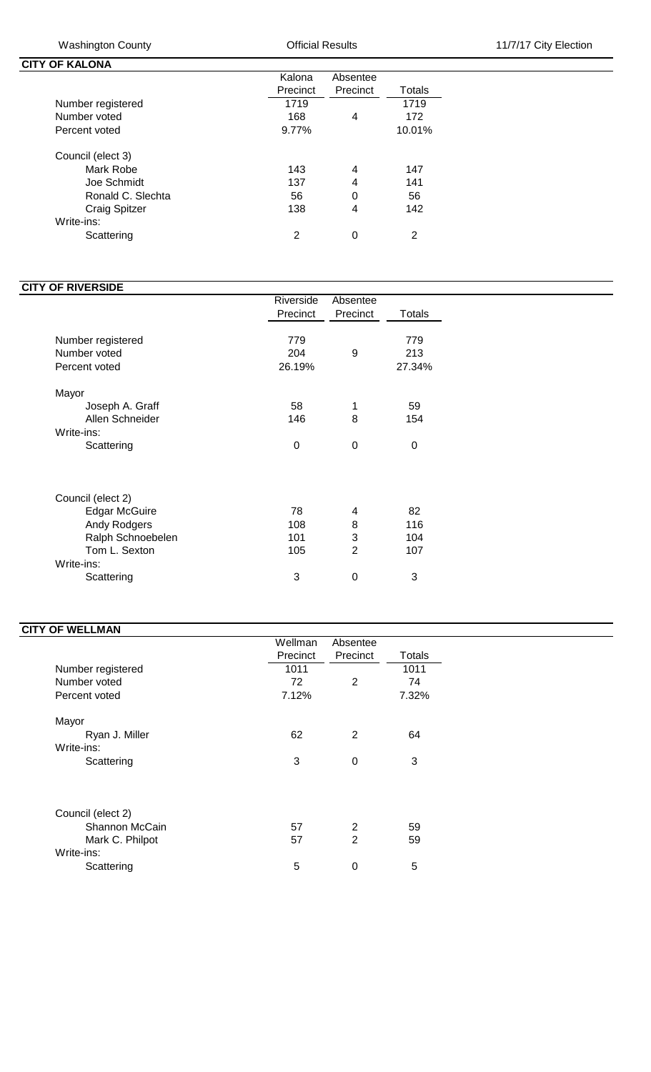## CITY OF KALONA

| | Kalona Precinct | Absentee Precinct | Totals |
|---|---|---|---|
| Number registered | 1719 | | 1719 |
| Number voted | 168 | 4 | 172 |
| Percent voted | 9.77% | | 10.01% |
| Council (elect 3) | | | |
| Mark Robe | 143 | 4 | 147 |
| Joe Schmidt | 137 | 4 | 141 |
| Ronald C. Slechta | 56 | 0 | 56 |
| Craig Spitzer | 138 | 4 | 142 |
| Write-ins: | | | |
| Scattering | 2 | 0 | 2 |

## CITY OF RIVERSIDE

| | Riverside Precinct | Absentee Precinct | Totals |
|---|---|---|---|
| Number registered | 779 | | 779 |
| Number voted | 204 | 9 | 213 |
| Percent voted | 26.19% | | 27.34% |
| Mayor | | | |
| Joseph A. Graff | 58 | 1 | 59 |
| Allen Schneider | 146 | 8 | 154 |
| Write-ins: | | | |
| Scattering | 0 | 0 | 0 |
| Council (elect 2) | | | |
| Edgar McGuire | 78 | 4 | 82 |
| Andy Rodgers | 108 | 8 | 116 |
| Ralph Schnoebelen | 101 | 3 | 104 |
| Tom L. Sexton | 105 | 2 | 107 |
| Write-ins: | | | |
| Scattering | 3 | 0 | 3 |

## CITY OF WELLMAN

| | Wellman Precinct | Absentee Precinct | Totals |
|---|---|---|---|
| Number registered | 1011 | | 1011 |
| Number voted | 72 | 2 | 74 |
| Percent voted | 7.12% | | 7.32% |
| Mayor | | | |
| Ryan J. Miller | 62 | 2 | 64 |
| Write-ins: | | | |
| Scattering | 3 | 0 | 3 |
| Council (elect 2) | | | |
| Shannon McCain | 57 | 2 | 59 |
| Mark C. Philpot | 57 | 2 | 59 |
| Write-ins: | | | |
| Scattering | 5 | 0 | 5 |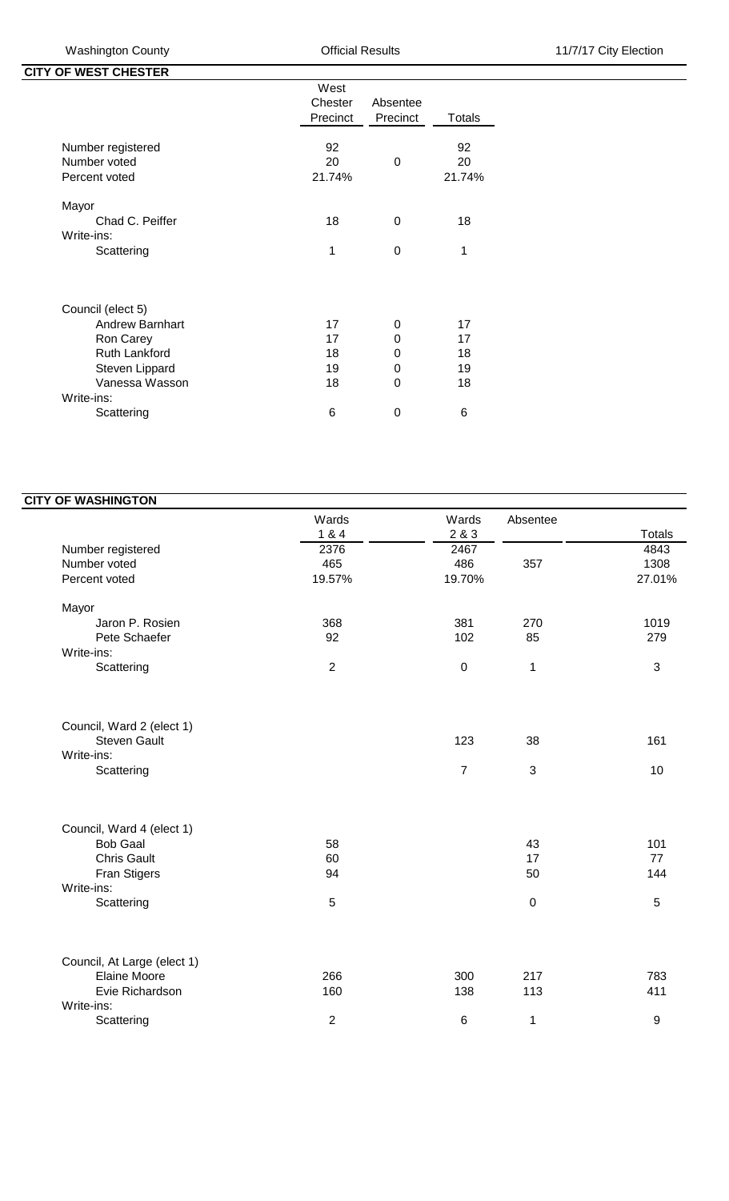## CITY OF WEST CHESTER

| | West Chester Precinct | Absentee Precinct | Totals |
|---|---|---|---|
| Number registered | 92 | | 92 |
| Number voted | 20 | 0 | 20 |
| Percent voted | 21.74% | | 21.74% |
| **Mayor** | | | |
| Chad C. Peiffer | 18 | 0 | 18 |
| Write-ins: | | | |
| Scattering | 1 | 0 | 1 |
| **Council (elect 5)** | | | |
| Andrew Barnhart | 17 | 0 | 17 |
| Ron Carey | 17 | 0 | 17 |
| Ruth Lankford | 18 | 0 | 18 |
| Steven Lippard | 19 | 0 | 19 |
| Vanessa Wasson | 18 | 0 | 18 |
| Write-ins: | | | |
| Scattering | 6 | 0 | 6 |

## CITY OF WASHINGTON

| | Wards 1 & 4 | Wards 2 & 3 | Absentee | Totals |
|---|---|---|---|---|
| Number registered | 2376 | 2467 | | 4843 |
| Number voted | 465 | 486 | 357 | 1308 |
| Percent voted | 19.57% | 19.70% | | 27.01% |
| **Mayor** | | | | |
| Jaron P. Rosien | 368 | 381 | 270 | 1019 |
| Pete Schaefer | 92 | 102 | 85 | 279 |
| Write-ins: | | | | |
| Scattering | 2 | 0 | 1 | 3 |
| **Council, Ward 2 (elect 1)** | | | | |
| Steven Gault | | 123 | 38 | 161 |
| Write-ins: | | | | |
| Scattering | | 7 | 3 | 10 |
| **Council, Ward 4 (elect 1)** | | | | |
| Bob Gaal | 58 | | 43 | 101 |
| Chris Gault | 60 | | 17 | 77 |
| Fran Stigers | 94 | | 50 | 144 |
| Write-ins: | | | | |
| Scattering | 5 | | 0 | 5 |
| **Council, At Large (elect 1)** | | | | |
| Elaine Moore | 266 | 300 | 217 | 783 |
| Evie Richardson | 160 | 138 | 113 | 411 |
| Write-ins: | | | | |
| Scattering | 2 | 6 | 1 | 9 |